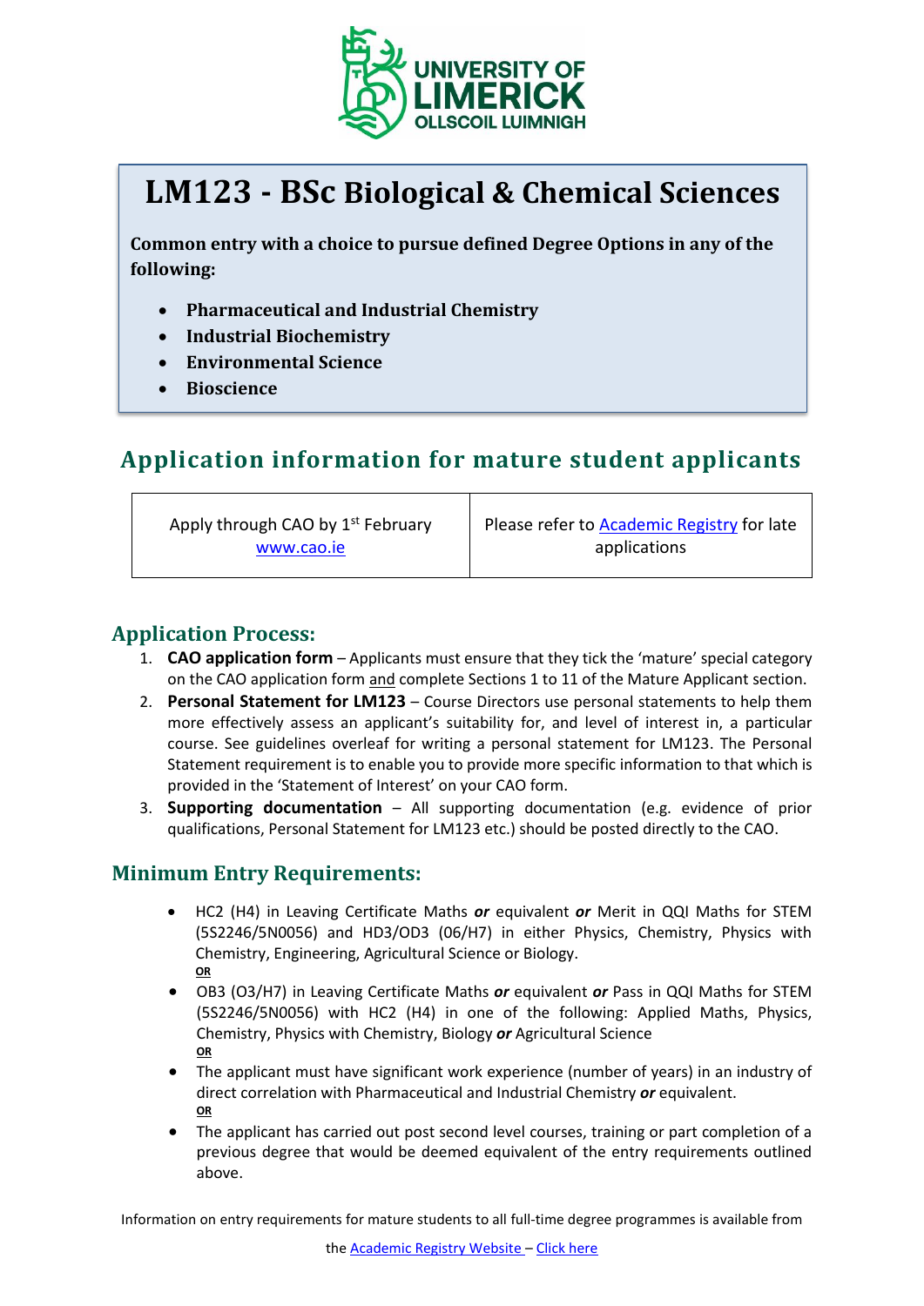UNIVERSITY OF LIMERICK
OLLSCOIL LUIMNIGH

# LM123 - BSc Biological & Chemical Sciences

**Common entry with a choice to pursue defined Degree Options in any of the following:**

- **Pharmaceutical and Industrial Chemistry**
- **Industrial Biochemistry**
- **Environmental Science**
- **Bioscience**

## Application information for mature student applicants

| Apply through CAO by 1st February www.cao.ie | Please refer to Academic Registry for late applications |
|---|---|

### Application Process:

1. **CAO application form** – Applicants must ensure that they tick the 'mature' special category on the CAO application form and complete Sections 1 to 11 of the Mature Applicant section.
2. **Personal Statement for LM123** – Course Directors use personal statements to help them more effectively assess an applicant's suitability for, and level of interest in, a particular course. See guidelines overleaf for writing a personal statement for LM123. The Personal Statement requirement is to enable you to provide more specific information to that which is provided in the 'Statement of Interest' on your CAO form.
3. **Supporting documentation** – All supporting documentation (e.g. evidence of prior qualifications, Personal Statement for LM123 etc.) should be posted directly to the CAO.

### Minimum Entry Requirements:

- HC2 (H4) in Leaving Certificate Maths ***or*** equivalent ***or*** Merit in QQI Maths for STEM (5S2246/5N0056) and HD3/OD3 (06/H7) in either Physics, Chemistry, Physics with Chemistry, Engineering, Agricultural Science or Biology.
  **OR**
- OB3 (O3/H7) in Leaving Certificate Maths ***or*** equivalent ***or*** Pass in QQI Maths for STEM (5S2246/5N0056) with HC2 (H4) in one of the following: Applied Maths, Physics, Chemistry, Physics with Chemistry, Biology ***or*** Agricultural Science
  **OR**
- The applicant must have significant work experience (number of years) in an industry of direct correlation with Pharmaceutical and Industrial Chemistry ***or*** equivalent.
  **OR**
- The applicant has carried out post second level courses, training or part completion of a previous degree that would be deemed equivalent of the entry requirements outlined above.

Information on entry requirements for mature students to all full-time degree programmes is available from the Academic Registry Website – Click here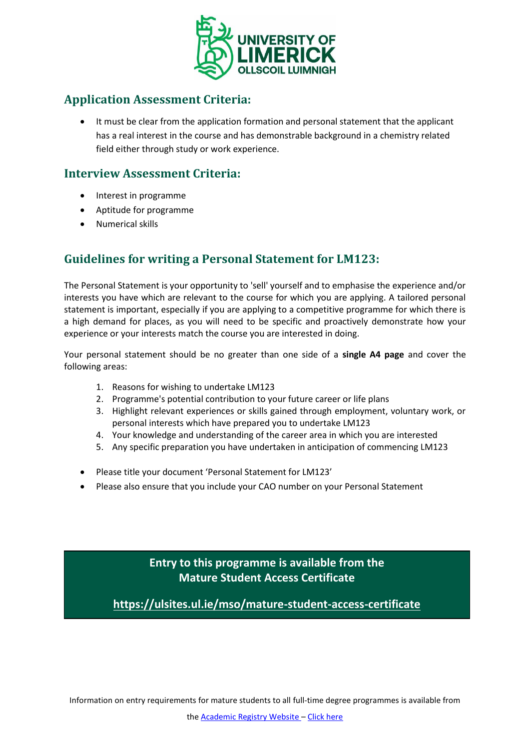## Application Assessment Criteria:

- It must be clear from the application formation and personal statement that the applicant has a real interest in the course and has demonstrable background in a chemistry related field either through study or work experience.

## Interview Assessment Criteria:

- Interest in programme
- Aptitude for programme
- Numerical skills

## Guidelines for writing a Personal Statement for LM123:

The Personal Statement is your opportunity to 'sell' yourself and to emphasise the experience and/or interests you have which are relevant to the course for which you are applying. A tailored personal statement is important, especially if you are applying to a competitive programme for which there is a high demand for places, as you will need to be specific and proactively demonstrate how your experience or your interests match the course you are interested in doing.

Your personal statement should be no greater than one side of a **single A4 page** and cover the following areas:

1. Reasons for wishing to undertake LM123
2. Programme's potential contribution to your future career or life plans
3. Highlight relevant experiences or skills gained through employment, voluntary work, or personal interests which have prepared you to undertake LM123
4. Your knowledge and understanding of the career area in which you are interested
5. Any specific preparation you have undertaken in anticipation of commencing LM123

- Please title your document 'Personal Statement for LM123'
- Please also ensure that you include your CAO number on your Personal Statement

**Entry to this programme is available from the Mature Student Access Certificate**

**https://ulsites.ul.ie/mso/mature-student-access-certificate**

Information on entry requirements for mature students to all full-time degree programmes is available from the Academic Registry Website – Click here